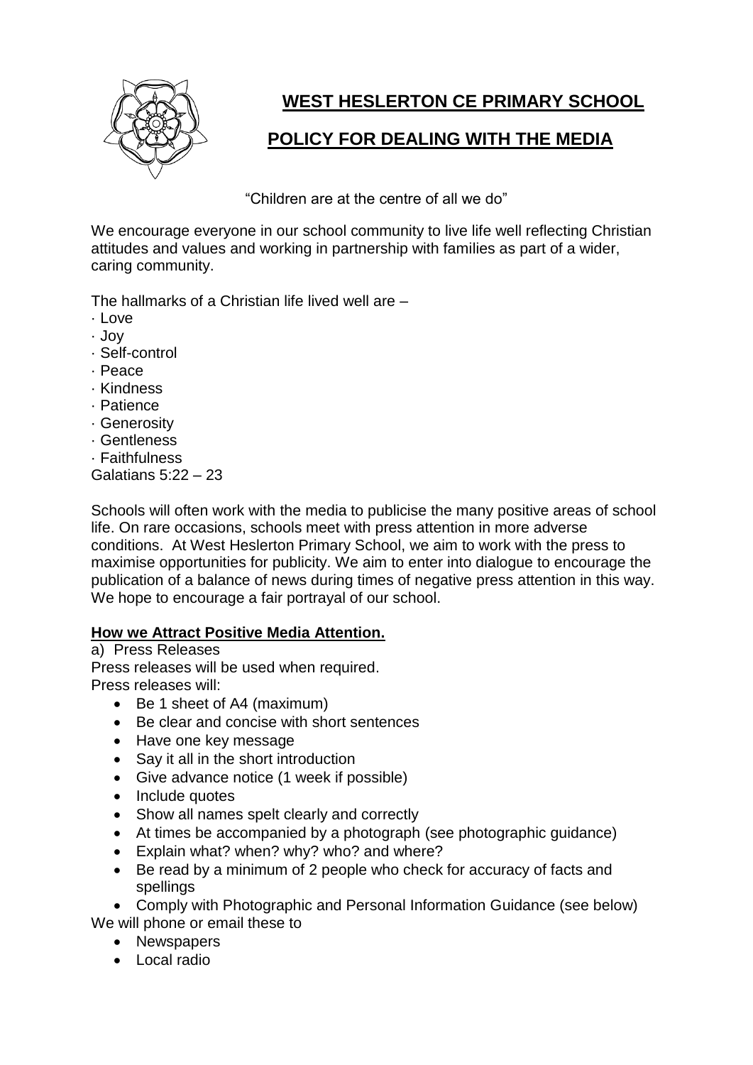# WEST HESLERTON CE PRIMARY SCHOOL

## POLICY FOR DEALING WITH THE MEDIA

"Children are at the centre of all we do"

We encourage everyone in our school community to live life well reflecting Christian attitudes and values and working in partnership with families as part of a wider, caring community.

The hallmarks of a Christian life lived well are –

- Love
- Joy
- Self-control
- Peace
- Kindness
- Patience
- Generosity
- Gentleness
- Faithfulness

Galatians 5:22 – 23

Schools will often work with the media to publicise the many positive areas of school life. On rare occasions, schools meet with press attention in more adverse conditions. At West Heslerton Primary School, we aim to work with the press to maximise opportunities for publicity. We aim to enter into dialogue to encourage the publication of a balance of news during times of negative press attention in this way. We hope to encourage a fair portrayal of our school.

### How we Attract Positive Media Attention.

a) Press Releases

Press releases will be used when required.

Press releases will:

- Be 1 sheet of A4 (maximum)
- Be clear and concise with short sentences
- Have one key message
- Say it all in the short introduction
- Give advance notice (1 week if possible)
- Include quotes
- Show all names spelt clearly and correctly
- At times be accompanied by a photograph (see photographic guidance)
- Explain what? when? why? who? and where?
- Be read by a minimum of 2 people who check for accuracy of facts and spellings
- Comply with Photographic and Personal Information Guidance (see below)

We will phone or email these to

- Newspapers
- Local radio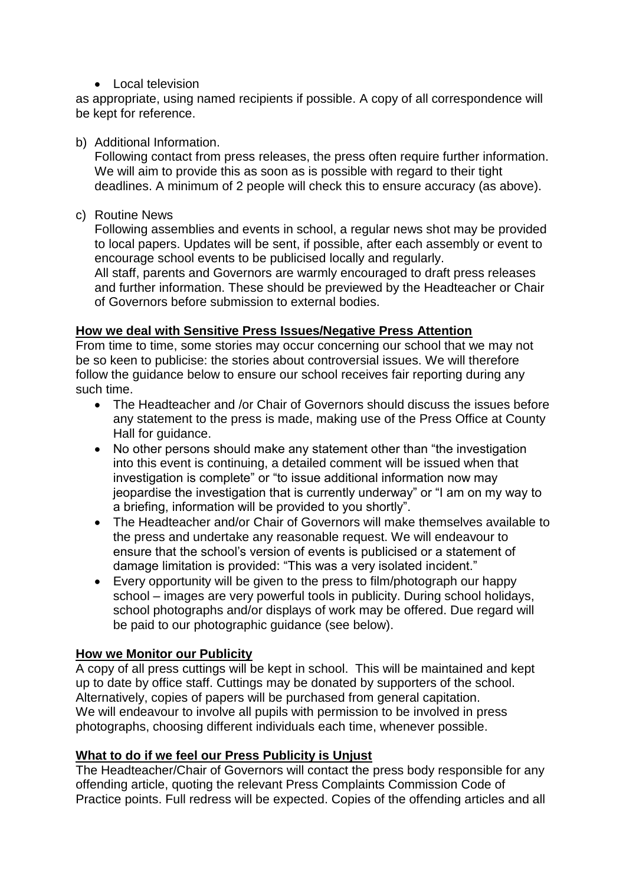- Local television

as appropriate, using named recipients if possible. A copy of all correspondence will be kept for reference.

b) Additional Information.
   Following contact from press releases, the press often require further information. We will aim to provide this as soon as is possible with regard to their tight deadlines. A minimum of 2 people will check this to ensure accuracy (as above).

c) Routine News
   Following assemblies and events in school, a regular news shot may be provided to local papers. Updates will be sent, if possible, after each assembly or event to encourage school events to be publicised locally and regularly.
   All staff, parents and Governors are warmly encouraged to draft press releases and further information. These should be previewed by the Headteacher or Chair of Governors before submission to external bodies.

**<u>How we deal with Sensitive Press Issues/Negative Press Attention</u>**

From time to time, some stories may occur concerning our school that we may not be so keen to publicise: the stories about controversial issues. We will therefore follow the guidance below to ensure our school receives fair reporting during any such time.

- The Headteacher and /or Chair of Governors should discuss the issues before any statement to the press is made, making use of the Press Office at County Hall for guidance.
- No other persons should make any statement other than "the investigation into this event is continuing, a detailed comment will be issued when that investigation is complete" or "to issue additional information now may jeopardise the investigation that is currently underway" or "I am on my way to a briefing, information will be provided to you shortly".
- The Headteacher and/or Chair of Governors will make themselves available to the press and undertake any reasonable request. We will endeavour to ensure that the school's version of events is publicised or a statement of damage limitation is provided: "This was a very isolated incident."
- Every opportunity will be given to the press to film/photograph our happy school – images are very powerful tools in publicity. During school holidays, school photographs and/or displays of work may be offered. Due regard will be paid to our photographic guidance (see below).

**<u>How we Monitor our Publicity</u>**

A copy of all press cuttings will be kept in school. This will be maintained and kept up to date by office staff. Cuttings may be donated by supporters of the school. Alternatively, copies of papers will be purchased from general capitation.
We will endeavour to involve all pupils with permission to be involved in press photographs, choosing different individuals each time, whenever possible.

**<u>What to do if we feel our Press Publicity is Unjust</u>**

The Headteacher/Chair of Governors will contact the press body responsible for any offending article, quoting the relevant Press Complaints Commission Code of Practice points. Full redress will be expected. Copies of the offending articles and all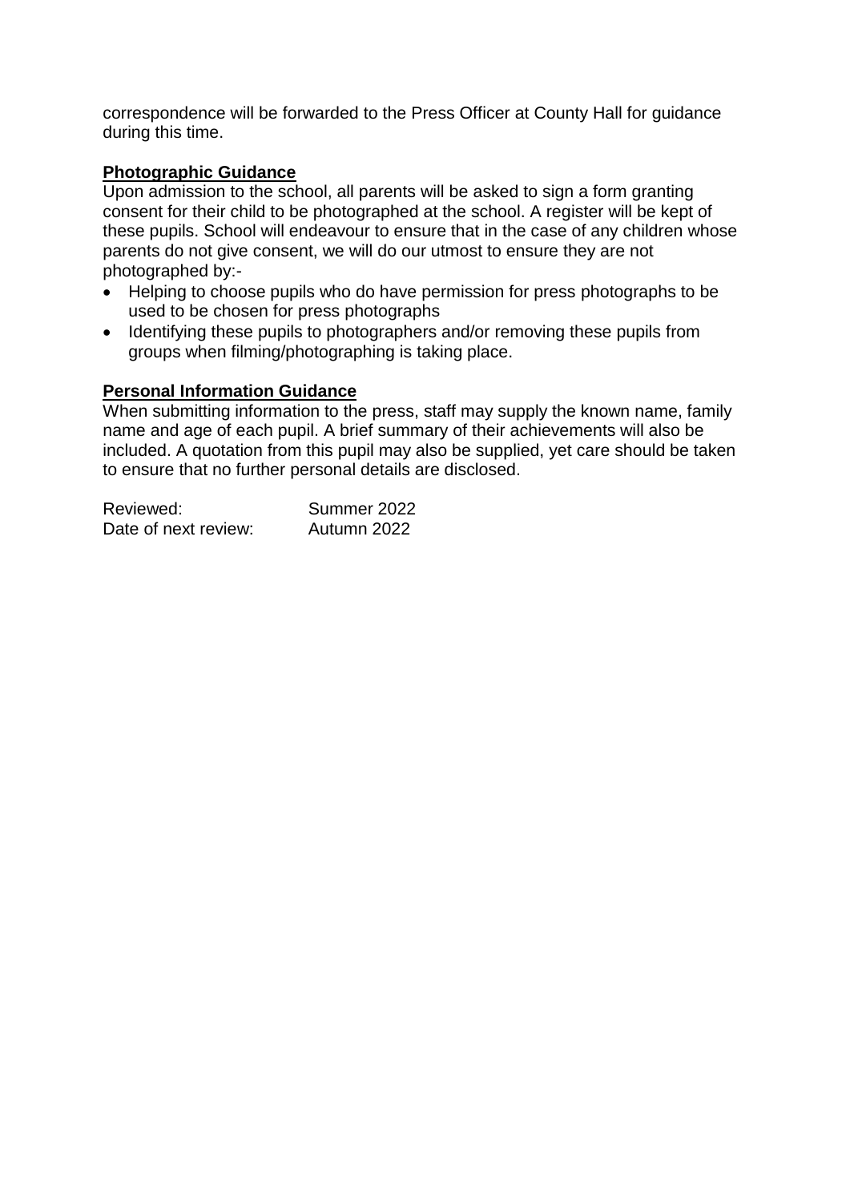correspondence will be forwarded to the Press Officer at County Hall for guidance during this time.

**Photographic Guidance**

Upon admission to the school, all parents will be asked to sign a form granting consent for their child to be photographed at the school. A register will be kept of these pupils. School will endeavour to ensure that in the case of any children whose parents do not give consent, we will do our utmost to ensure they are not photographed by:-

- Helping to choose pupils who do have permission for press photographs to be used to be chosen for press photographs
- Identifying these pupils to photographers and/or removing these pupils from groups when filming/photographing is taking place.

**Personal Information Guidance**

When submitting information to the press, staff may supply the known name, family name and age of each pupil. A brief summary of their achievements will also be included. A quotation from this pupil may also be supplied, yet care should be taken to ensure that no further personal details are disclosed.

| | |
|---|---|
| Reviewed: | Summer 2022 |
| Date of next review: | Autumn 2022 |